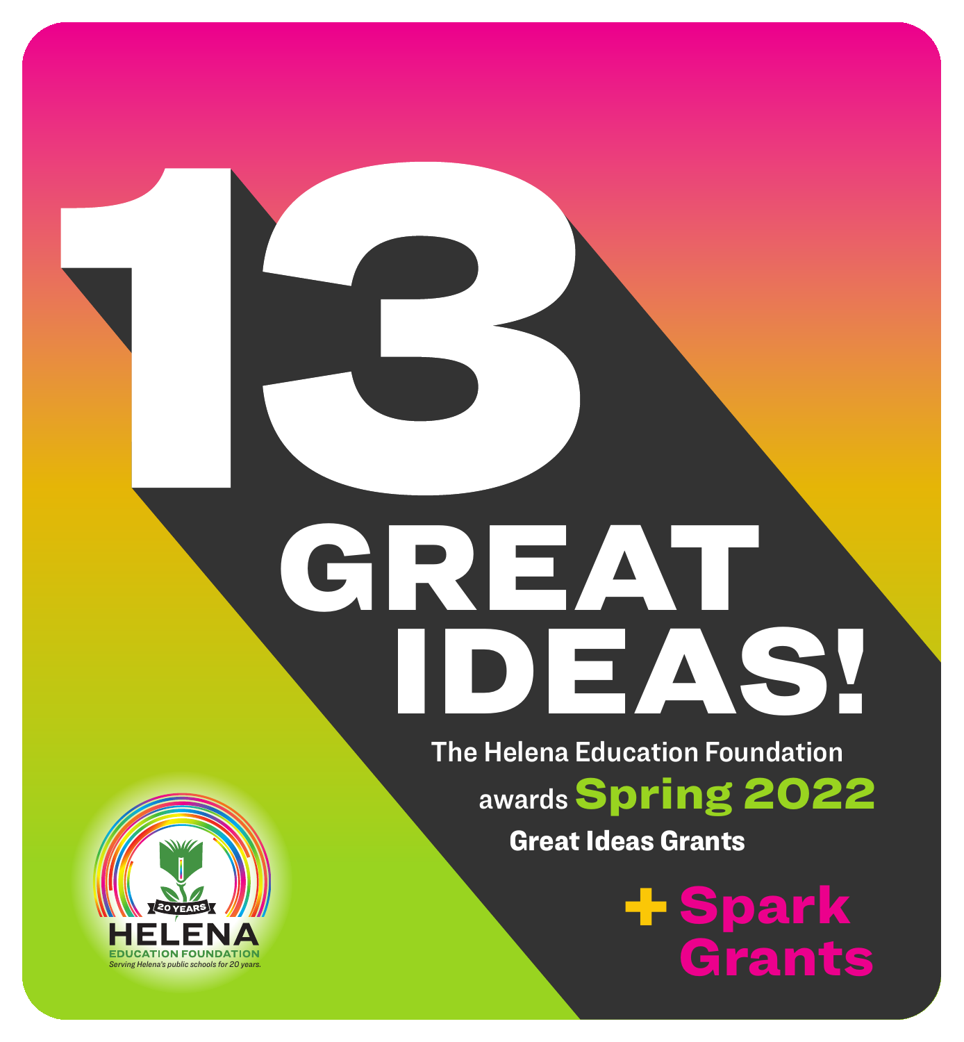# 13 GREAT IDEAS!

The Helena Education Foundation awards **Spring 2022** Great Ideas Grants

**+ Spark Grants**

20 YEARS
HELENA EDUCATION FOUNDATION
*Serving Helena's public schools for 20 years.*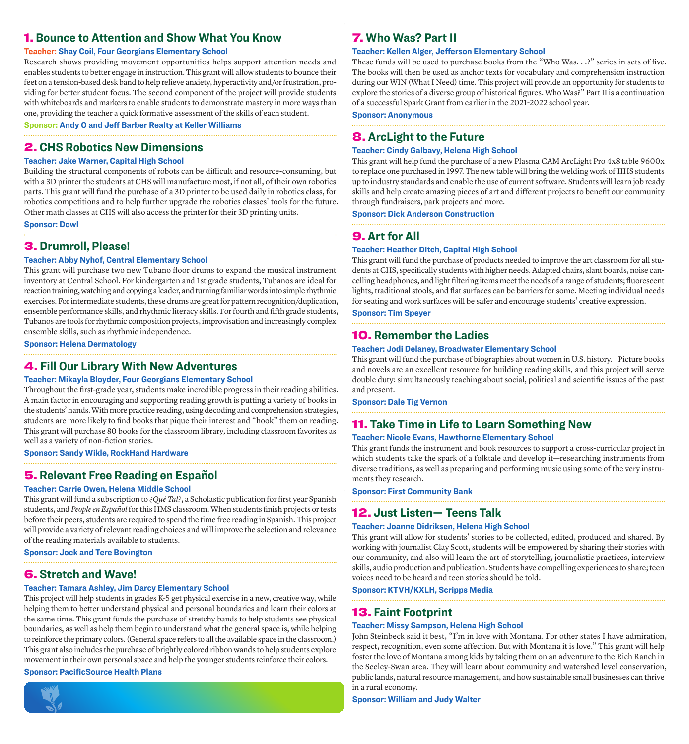## 1. Bounce to Attention and Show What You Know

**Teacher: Shay Coil, Four Georgians Elementary School**

Research shows providing movement opportunities helps support attention needs and enables students to better engage in instruction. This grant will allow students to bounce their feet on a tension-based desk band to help relieve anxiety, hyperactivity and/or frustration, providing for better student focus. The second component of the project will provide students with whiteboards and markers to enable students to demonstrate mastery in more ways than one, providing the teacher a quick formative assessment of the skills of each student.

**Sponsor: Andy O and Jeff Barber Realty at Keller Williams**

## 2. CHS Robotics New Dimensions

**Teacher: Jake Warner, Capital High School**

Building the structural components of robots can be difficult and resource-consuming, but with a 3D printer the students at CHS will manufacture most, if not all, of their own robotics parts. This grant will fund the purchase of a 3D printer to be used daily in robotics class, for robotics competitions and to help further upgrade the robotics classes' tools for the future. Other math classes at CHS will also access the printer for their 3D printing units.

**Sponsor: Dowl**

## 3. Drumroll, Please!

**Teacher: Abby Nyhof, Central Elementary School**

This grant will purchase two new Tubano floor drums to expand the musical instrument inventory at Central School. For kindergarten and 1st grade students, Tubanos are ideal for reaction training, watching and copying a leader, and turning familiar words into simple rhythmic exercises. For intermediate students, these drums are great for pattern recognition/duplication, ensemble performance skills, and rhythmic literacy skills. For fourth and fifth grade students, Tubanos are tools for rhythmic composition projects, improvisation and increasingly complex ensemble skills, such as rhythmic independence.

**Sponsor: Helena Dermatology**

## 4. Fill Our Library With New Adventures

**Teacher: Mikayla Bloyder, Four Georgians Elementary School**

Throughout the first-grade year, students make incredible progress in their reading abilities. A main factor in encouraging and supporting reading growth is putting a variety of books in the students' hands. With more practice reading, using decoding and comprehension strategies, students are more likely to find books that pique their interest and "hook" them on reading. This grant will purchase 80 books for the classroom library, including classroom favorites as well as a variety of non-fiction stories.

**Sponsor: Sandy Wikle, RockHand Hardware**

## 5. Relevant Free Reading en Español

**Teacher: Carrie Owen, Helena Middle School**

This grant will fund a subscription to *¿Qué Tal?*, a Scholastic publication for first year Spanish students, and *People en Español* for this HMS classroom. When students finish projects or tests before their peers, students are required to spend the time free reading in Spanish. This project will provide a variety of relevant reading choices and will improve the selection and relevance of the reading materials available to students.

**Sponsor: Jock and Tere Bovington**

## 6. Stretch and Wave!

**Teacher: Tamara Ashley, Jim Darcy Elementary School**

This project will help students in grades K-5 get physical exercise in a new, creative way, while helping them to better understand physical and personal boundaries and learn their colors at the same time. This grant funds the purchase of stretchy bands to help students see physical boundaries, as well as help them begin to understand what the general space is, while helping to reinforce the primary colors. (General space refers to all the available space in the classroom.) This grant also includes the purchase of brightly colored ribbon wands to help students explore movement in their own personal space and help the younger students reinforce their colors.

**Sponsor: PacificSource Health Plans**

## 7. Who Was? Part II

**Teacher: Kellen Alger, Jefferson Elementary School**

These funds will be used to purchase books from the "Who Was. . .?" series in sets of five. The books will then be used as anchor texts for vocabulary and comprehension instruction during our WIN (What I Need) time. This project will provide an opportunity for students to explore the stories of a diverse group of historical figures. Who Was?" Part II is a continuation of a successful Spark Grant from earlier in the 2021-2022 school year.

**Sponsor: Anonymous**

## 8. ArcLight to the Future

**Teacher: Cindy Galbavy, Helena High School**

This grant will help fund the purchase of a new Plasma CAM ArcLight Pro 4x8 table 9600x to replace one purchased in 1997. The new table will bring the welding work of HHS students up to industry standards and enable the use of current software. Students will learn job ready skills and help create amazing pieces of art and different projects to benefit our community through fundraisers, park projects and more.

**Sponsor: Dick Anderson Construction**

## 9. Art for All

**Teacher: Heather Ditch, Capital High School**

This grant will fund the purchase of products needed to improve the art classroom for all students at CHS, specifically students with higher needs. Adapted chairs, slant boards, noise cancelling headphones, and light filtering items meet the needs of a range of students; fluorescent lights, traditional stools, and flat surfaces can be barriers for some. Meeting individual needs for seating and work surfaces will be safer and encourage students' creative expression.

**Sponsor: Tim Speyer**

## 10. Remember the Ladies

**Teacher: Jodi Delaney, Broadwater Elementary School**

This grant will fund the purchase of biographies about women in U.S. history. Picture books and novels are an excellent resource for building reading skills, and this project will serve double duty: simultaneously teaching about social, political and scientific issues of the past and present.

**Sponsor: Dale Tig Vernon**

## 11. Take Time in Life to Learn Something New

**Teacher: Nicole Evans, Hawthorne Elementary School**

This grant funds the instrument and book resources to support a cross-curricular project in which students take the spark of a folktale and develop it—researching instruments from diverse traditions, as well as preparing and performing music using some of the very instruments they research.

**Sponsor: First Community Bank**

## 12. Just Listen— Teens Talk

**Teacher: Joanne Didriksen, Helena High School**

This grant will allow for students' stories to be collected, edited, produced and shared. By working with journalist Clay Scott, students will be empowered by sharing their stories with our community, and also will learn the art of storytelling, journalistic practices, interview skills, audio production and publication. Students have compelling experiences to share; teen voices need to be heard and teen stories should be told.

**Sponsor: KTVH/KXLH, Scripps Media**

## 13. Faint Footprint

**Teacher: Missy Sampson, Helena High School**

John Steinbeck said it best, "I'm in love with Montana. For other states I have admiration, respect, recognition, even some affection. But with Montana it is love." This grant will help foster the love of Montana among kids by taking them on an adventure to the Rich Ranch in the Seeley-Swan area. They will learn about community and watershed level conservation, public lands, natural resource management, and how sustainable small businesses can thrive in a rural economy.

**Sponsor: William and Judy Walter**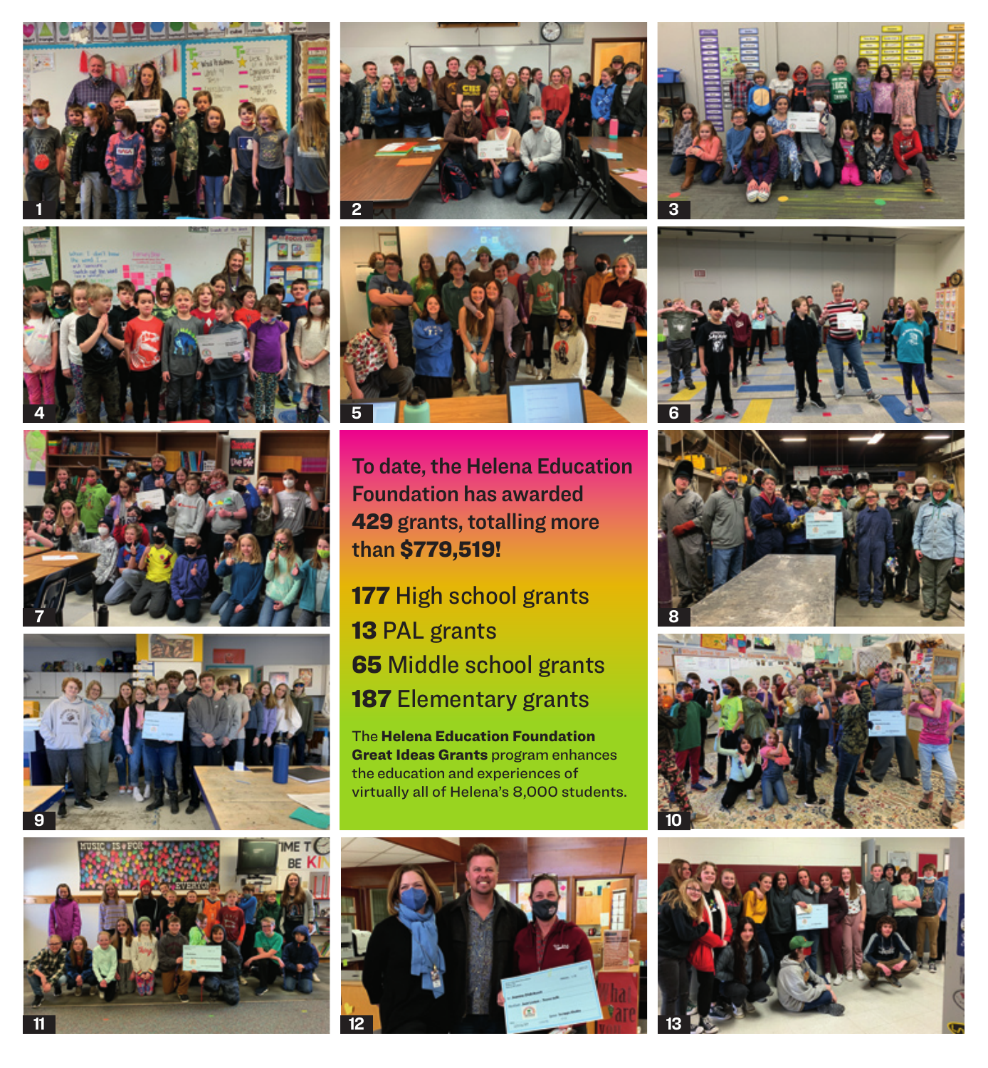To date, the Helena Education Foundation has awarded **429** grants, totalling more than **$779,519!**

**177** High school grants

**13** PAL grants

**65** Middle school grants

**187** Elementary grants

The **Helena Education Foundation Great Ideas Grants** program enhances the education and experiences of virtually all of Helena's 8,000 students.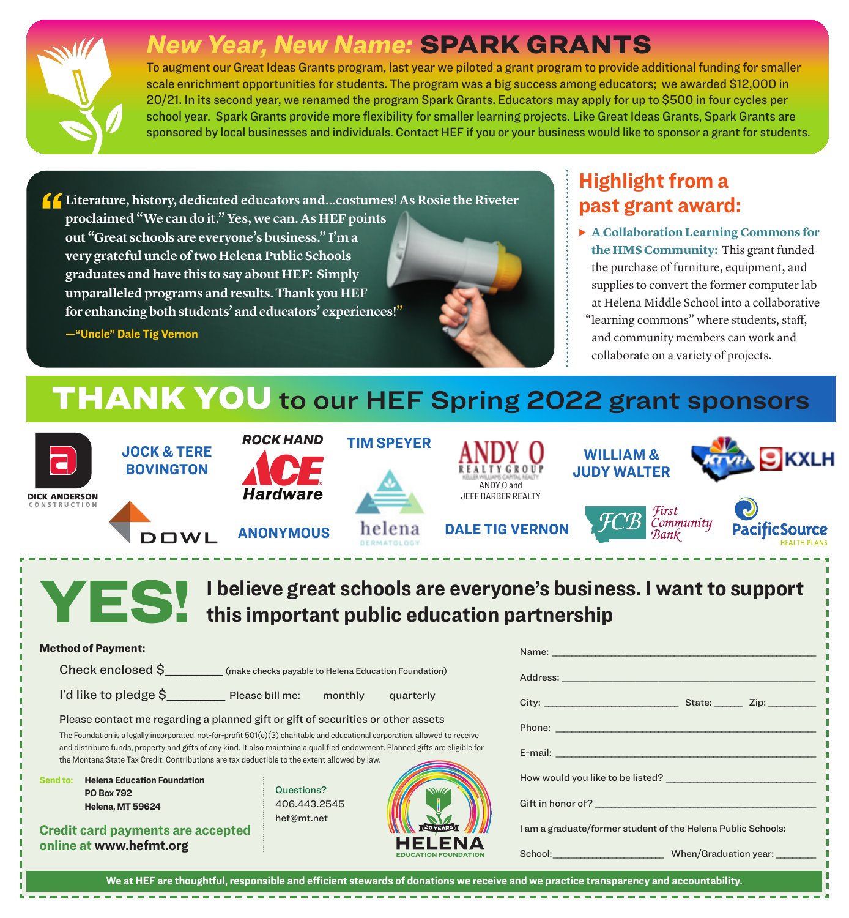# New Year, New Name: SPARK GRANTS

To augment our Great Ideas Grants program, last year we piloted a grant program to provide additional funding for smaller scale enrichment opportunities for students. The program was a big success among educators; we awarded $12,000 in 20/21. In its second year, we renamed the program Spark Grants. Educators may apply for up to $500 in four cycles per school year. Spark Grants provide more flexibility for smaller learning projects. Like Great Ideas Grants, Spark Grants are sponsored by local businesses and individuals. Contact HEF if you or your business would like to sponsor a grant for students.

> **"Literature, history, dedicated educators and…costumes! As Rosie the Riveter proclaimed "We can do it." Yes, we can. As HEF points out "Great schools are everyone's business." I'm a very grateful uncle of two Helena Public Schools graduates and have this to say about HEF: Simply unparalleled programs and results. Thank you HEF for enhancing both students' and educators' experiences!"**
>
> **—"Uncle" Dale Tig Vernon**

## Highlight from a past grant award:

- **A Collaboration Learning Commons for the HMS Community:** This grant funded the purchase of furniture, equipment, and supplies to convert the former computer lab at Helena Middle School into a collaborative "learning commons" where students, staff, and community members can work and collaborate on a variety of projects.

## THANK YOU to our HEF Spring 2022 grant sponsors

- Dick Anderson Construction
- Jock & Tere Bovington
- Rock Hand Ace Hardware
- Tim Speyer
- Andy O Realty Group – Andy O and Jeff Barber Realty
- William & Judy Walter
- KTVH / KXLH
- DOWL
- Anonymous
- Helena Dermatology
- Dale Tig Vernon
- First Community Bank
- PacificSource Health Plans

# YES! I believe great schools are everyone's business. I want to support this important public education partnership

**Method of Payment:**

Check enclosed $________ (make checks payable to Helena Education Foundation)

I'd like to pledge $________ Please bill me: monthly quarterly

Please contact me regarding a planned gift or gift of securities or other assets

The Foundation is a legally incorporated, not-for-profit 501(c)(3) charitable and educational corporation, allowed to receive and distribute funds, property and gifts of any kind. It also maintains a qualified endowment. Planned gifts are eligible for the Montana State Tax Credit. Contributions are tax deductible to the extent allowed by law.

**Send to:** **Helena Education Foundation**
**PO Box 792**
**Helena, MT 59624**

**Credit card payments are accepted online at www.hefmt.org**

Questions?
406.443.2545
hef@mt.net

HELENA EDUCATION FOUNDATION – 20 YEARS

Name: ________________________________

Address: ________________________________

City: ________________ State: _____ Zip: ________

Phone: ________________________________

E-mail: ________________________________

How would you like to be listed? ________________________________

Gift in honor of? ________________________________

I am a graduate/former student of the Helena Public Schools:

School: ________________ When/Graduation year: _______

**We at HEF are thoughtful, responsible and efficient stewards of donations we receive and we practice transparency and accountability.**